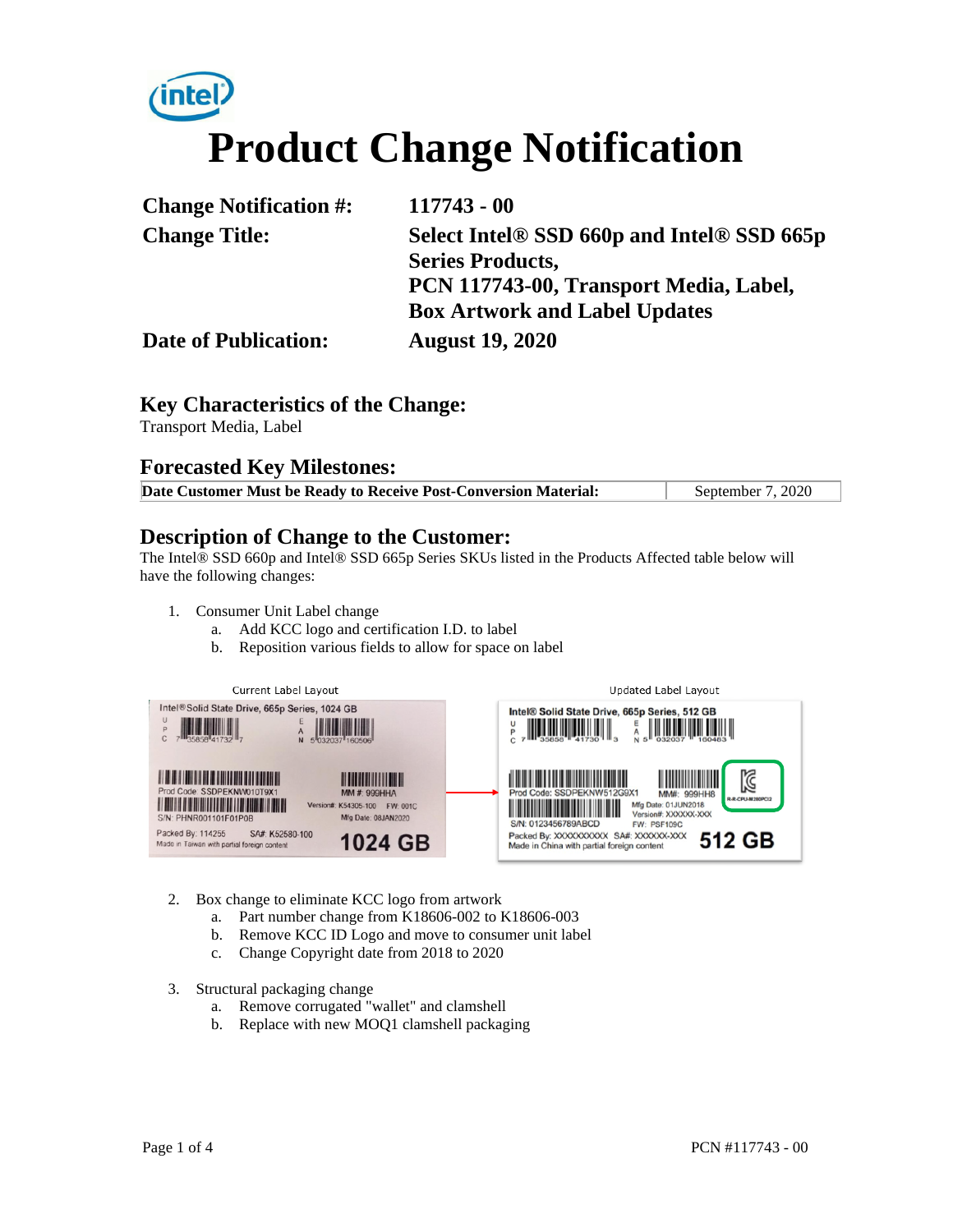# Product Change Notification

| | |
|---|---|
| **Change Notification #:** | **117743 - 00** |
| **Change Title:** | **Select Intel® SSD 660p and Intel® SSD 665p Series Products, PCN 117743-00, Transport Media, Label, Box Artwork and Label Updates** |
| **Date of Publication:** | **August 19, 2020** |

## Key Characteristics of the Change:

Transport Media, Label

## Forecasted Key Milestones:

| | |
|---|---|
| **Date Customer Must be Ready to Receive Post-Conversion Material:** | September 7, 2020 |

## Description of Change to the Customer:

The Intel® SSD 660p and Intel® SSD 665p Series SKUs listed in the Products Affected table below will have the following changes:

1. Consumer Unit Label change
   a. Add KCC logo and certification I.D. to label
   b. Reposition various fields to allow for space on label

Current Label Layout

Updated Label Layout

2. Box change to eliminate KCC logo from artwork
   a. Part number change from K18606-002 to K18606-003
   b. Remove KCC ID Logo and move to consumer unit label
   c. Change Copyright date from 2018 to 2020

3. Structural packaging change
   a. Remove corrugated "wallet" and clamshell
   b. Replace with new MOQ1 clamshell packaging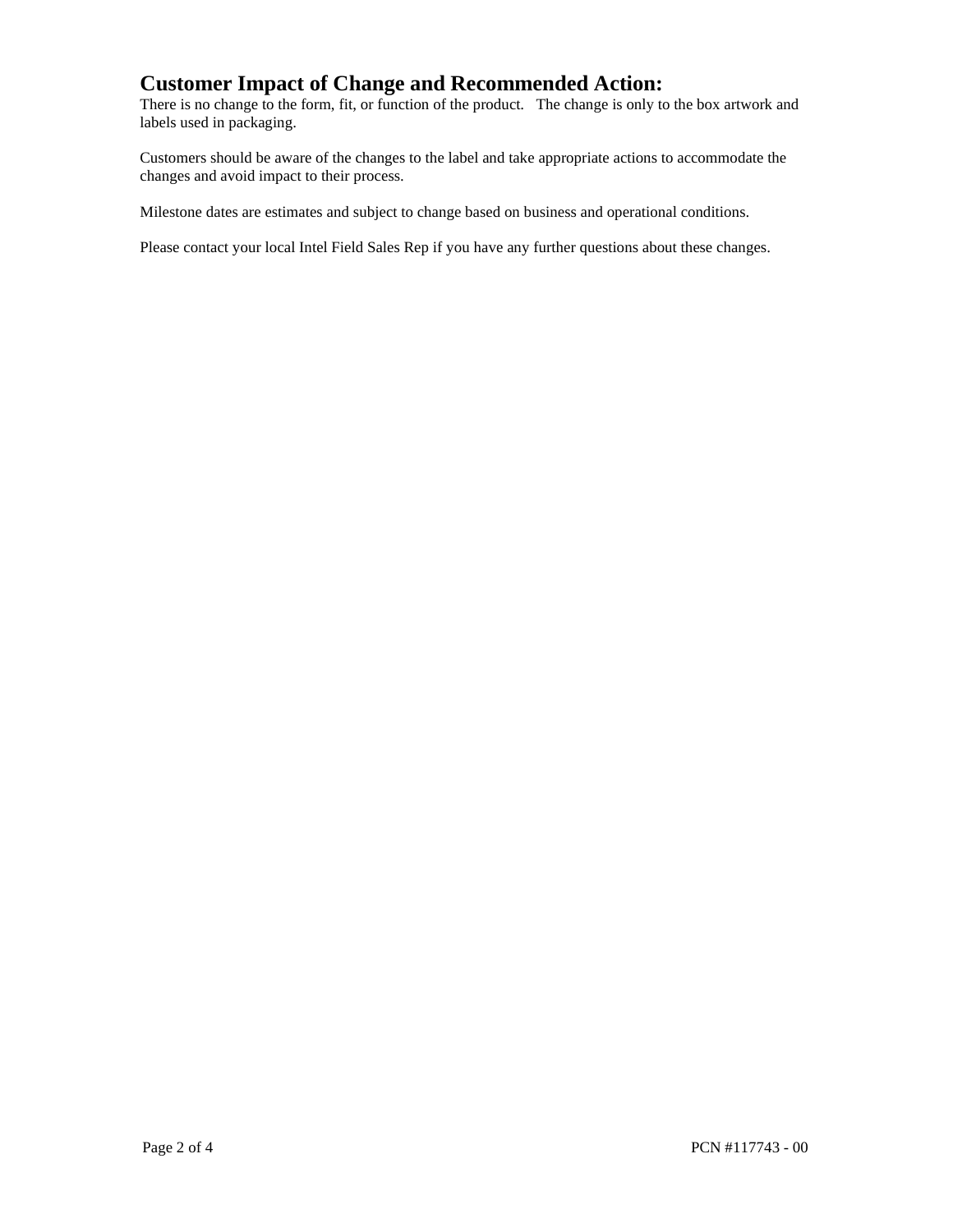## Customer Impact of Change and Recommended Action:

There is no change to the form, fit, or function of the product. The change is only to the box artwork and labels used in packaging.

Customers should be aware of the changes to the label and take appropriate actions to accommodate the changes and avoid impact to their process.

Milestone dates are estimates and subject to change based on business and operational conditions.

Please contact your local Intel Field Sales Rep if you have any further questions about these changes.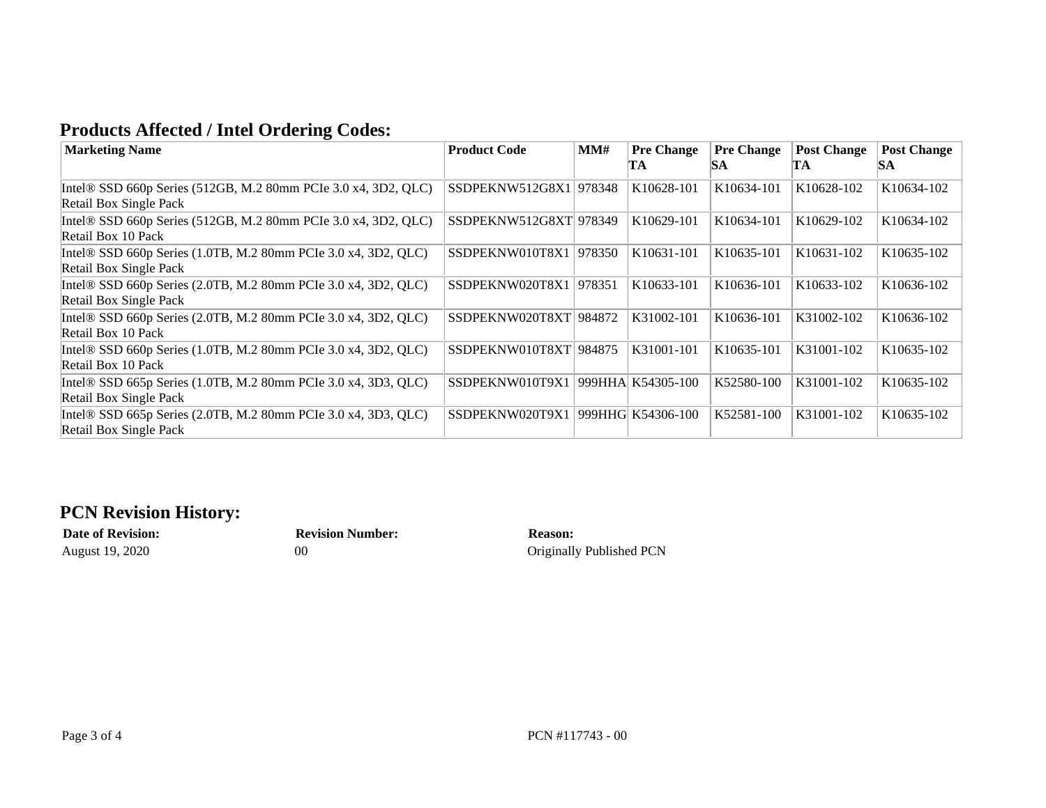## Products Affected / Intel Ordering Codes:

| Marketing Name | Product Code | MM# | Pre Change TA | Pre Change SA | Post Change TA | Post Change SA |
|---|---|---|---|---|---|---|
| Intel® SSD 660p Series (512GB, M.2 80mm PCIe 3.0 x4, 3D2, QLC) Retail Box Single Pack | SSDPEKNW512G8X1 | 978348 | K10628-101 | K10634-101 | K10628-102 | K10634-102 |
| Intel® SSD 660p Series (512GB, M.2 80mm PCIe 3.0 x4, 3D2, QLC) Retail Box 10 Pack | SSDPEKNW512G8XT | 978349 | K10629-101 | K10634-101 | K10629-102 | K10634-102 |
| Intel® SSD 660p Series (1.0TB, M.2 80mm PCIe 3.0 x4, 3D2, QLC) Retail Box Single Pack | SSDPEKNW010T8X1 | 978350 | K10631-101 | K10635-101 | K10631-102 | K10635-102 |
| Intel® SSD 660p Series (2.0TB, M.2 80mm PCIe 3.0 x4, 3D2, QLC) Retail Box Single Pack | SSDPEKNW020T8X1 | 978351 | K10633-101 | K10636-101 | K10633-102 | K10636-102 |
| Intel® SSD 660p Series (2.0TB, M.2 80mm PCIe 3.0 x4, 3D2, QLC) Retail Box 10 Pack | SSDPEKNW020T8XT | 984872 | K31002-101 | K10636-101 | K31002-102 | K10636-102 |
| Intel® SSD 660p Series (1.0TB, M.2 80mm PCIe 3.0 x4, 3D2, QLC) Retail Box 10 Pack | SSDPEKNW010T8XT | 984875 | K31001-101 | K10635-101 | K31001-102 | K10635-102 |
| Intel® SSD 665p Series (1.0TB, M.2 80mm PCIe 3.0 x4, 3D3, QLC) Retail Box Single Pack | SSDPEKNW010T9X1 | 999HHA | K54305-100 | K52580-100 | K31001-102 | K10635-102 |
| Intel® SSD 665p Series (2.0TB, M.2 80mm PCIe 3.0 x4, 3D3, QLC) Retail Box Single Pack | SSDPEKNW020T9X1 | 999HHG | K54306-100 | K52581-100 | K31001-102 | K10635-102 |

## PCN Revision History:

| Date of Revision: | Revision Number: | Reason: |
|---|---|---|
| August 19, 2020 | 00 | Originally Published PCN |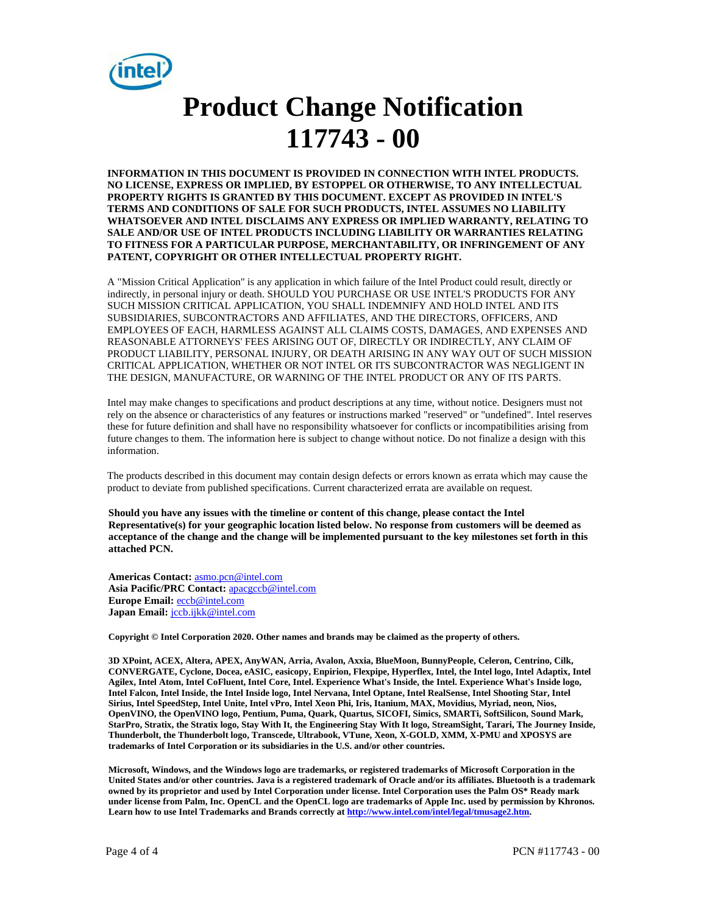# Product Change Notification 117743 - 00

**INFORMATION IN THIS DOCUMENT IS PROVIDED IN CONNECTION WITH INTEL PRODUCTS. NO LICENSE, EXPRESS OR IMPLIED, BY ESTOPPEL OR OTHERWISE, TO ANY INTELLECTUAL PROPERTY RIGHTS IS GRANTED BY THIS DOCUMENT. EXCEPT AS PROVIDED IN INTEL'S TERMS AND CONDITIONS OF SALE FOR SUCH PRODUCTS, INTEL ASSUMES NO LIABILITY WHATSOEVER AND INTEL DISCLAIMS ANY EXPRESS OR IMPLIED WARRANTY, RELATING TO SALE AND/OR USE OF INTEL PRODUCTS INCLUDING LIABILITY OR WARRANTIES RELATING TO FITNESS FOR A PARTICULAR PURPOSE, MERCHANTABILITY, OR INFRINGEMENT OF ANY PATENT, COPYRIGHT OR OTHER INTELLECTUAL PROPERTY RIGHT.**

A "Mission Critical Application" is any application in which failure of the Intel Product could result, directly or indirectly, in personal injury or death. SHOULD YOU PURCHASE OR USE INTEL'S PRODUCTS FOR ANY SUCH MISSION CRITICAL APPLICATION, YOU SHALL INDEMNIFY AND HOLD INTEL AND ITS SUBSIDIARIES, SUBCONTRACTORS AND AFFILIATES, AND THE DIRECTORS, OFFICERS, AND EMPLOYEES OF EACH, HARMLESS AGAINST ALL CLAIMS COSTS, DAMAGES, AND EXPENSES AND REASONABLE ATTORNEYS' FEES ARISING OUT OF, DIRECTLY OR INDIRECTLY, ANY CLAIM OF PRODUCT LIABILITY, PERSONAL INJURY, OR DEATH ARISING IN ANY WAY OUT OF SUCH MISSION CRITICAL APPLICATION, WHETHER OR NOT INTEL OR ITS SUBCONTRACTOR WAS NEGLIGENT IN THE DESIGN, MANUFACTURE, OR WARNING OF THE INTEL PRODUCT OR ANY OF ITS PARTS.

Intel may make changes to specifications and product descriptions at any time, without notice. Designers must not rely on the absence or characteristics of any features or instructions marked "reserved" or "undefined". Intel reserves these for future definition and shall have no responsibility whatsoever for conflicts or incompatibilities arising from future changes to them. The information here is subject to change without notice. Do not finalize a design with this information.

The products described in this document may contain design defects or errors known as errata which may cause the product to deviate from published specifications. Current characterized errata are available on request.

**Should you have any issues with the timeline or content of this change, please contact the Intel Representative(s) for your geographic location listed below. No response from customers will be deemed as acceptance of the change and the change will be implemented pursuant to the key milestones set forth in this attached PCN.**

**Americas Contact:** asmo.pcn@intel.com
**Asia Pacific/PRC Contact:** apacgccb@intel.com
**Europe Email:** eccb@intel.com
**Japan Email:** jccb.ijkk@intel.com

**Copyright © Intel Corporation 2020. Other names and brands may be claimed as the property of others.**

**3D XPoint, ACEX, Altera, APEX, AnyWAN, Arria, Avalon, Axxia, BlueMoon, BunnyPeople, Celeron, Centrino, Cilk, CONVERGATE, Cyclone, Docea, eASIC, easicopy, Enpirion, Flexpipe, Hyperflex, Intel, the Intel logo, Intel Adaptix, Intel Agilex, Intel Atom, Intel CoFluent, Intel Core, Intel. Experience What's Inside, the Intel. Experience What's Inside logo, Intel Falcon, Intel Inside, the Intel Inside logo, Intel Nervana, Intel Optane, Intel RealSense, Intel Shooting Star, Intel Sirius, Intel SpeedStep, Intel Unite, Intel vPro, Intel Xeon Phi, Iris, Itanium, MAX, Movidius, Myriad, neon, Nios, OpenVINO, the OpenVINO logo, Pentium, Puma, Quark, Quartus, SICOFI, Simics, SMARTi, SoftSilicon, Sound Mark, StarPro, Stratix, the Stratix logo, Stay With It, the Engineering Stay With It logo, StreamSight, Tarari, The Journey Inside, Thunderbolt, the Thunderbolt logo, Transcede, Ultrabook, VTune, Xeon, X-GOLD, XMM, X-PMU and XPOSYS are trademarks of Intel Corporation or its subsidiaries in the U.S. and/or other countries.**

**Microsoft, Windows, and the Windows logo are trademarks, or registered trademarks of Microsoft Corporation in the United States and/or other countries. Java is a registered trademark of Oracle and/or its affiliates. Bluetooth is a trademark owned by its proprietor and used by Intel Corporation under license. Intel Corporation uses the Palm OS* Ready mark under license from Palm, Inc. OpenCL and the OpenCL logo are trademarks of Apple Inc. used by permission by Khronos. Learn how to use Intel Trademarks and Brands correctly at http://www.intel.com/intel/legal/tmusage2.htm.**